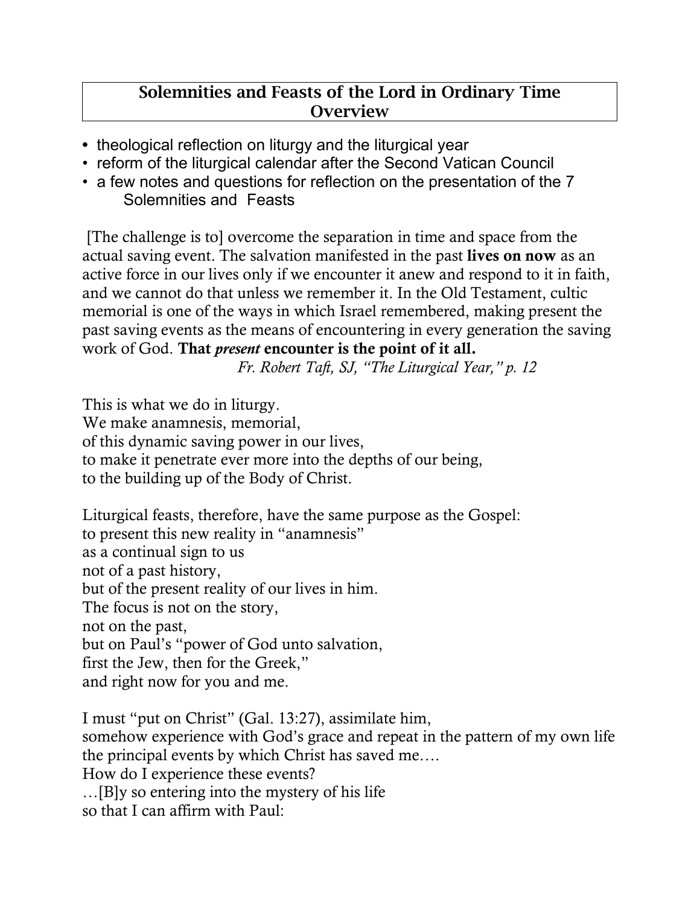# Solemnities and Feasts of the Lord in Ordinary Time Overview

- theological reflection on liturgy and the liturgical year
- reform of the liturgical calendar after the Second Vatican Council
- a few notes and questions for reflection on the presentation of the 7 Solemnities and Feasts

[The challenge is to] overcome the separation in time and space from the actual saving event. The salvation manifested in the past **lives on now** as an active force in our lives only if we encounter it anew and respond to it in faith, and we cannot do that unless we remember it. In the Old Testament, cultic memorial is one of the ways in which Israel remembered, making present the past saving events as the means of encountering in every generation the saving work of God. **That *present* encounter is the point of it all.**

*Fr. Robert Taft, SJ, "The Liturgical Year," p. 12*

This is what we do in liturgy.
We make anamnesis, memorial,
of this dynamic saving power in our lives,
to make it penetrate ever more into the depths of our being,
to the building up of the Body of Christ.

Liturgical feasts, therefore, have the same purpose as the Gospel:
to present this new reality in "anamnesis"
as a continual sign to us
not of a past history,
but of the present reality of our lives in him.
The focus is not on the story,
not on the past,
but on Paul's "power of God unto salvation,
first the Jew, then for the Greek,"
and right now for you and me.

I must "put on Christ" (Gal. 13:27), assimilate him,
somehow experience with God's grace and repeat in the pattern of my own life
the principal events by which Christ has saved me….
How do I experience these events?
…[B]y so entering into the mystery of his life
so that I can affirm with Paul: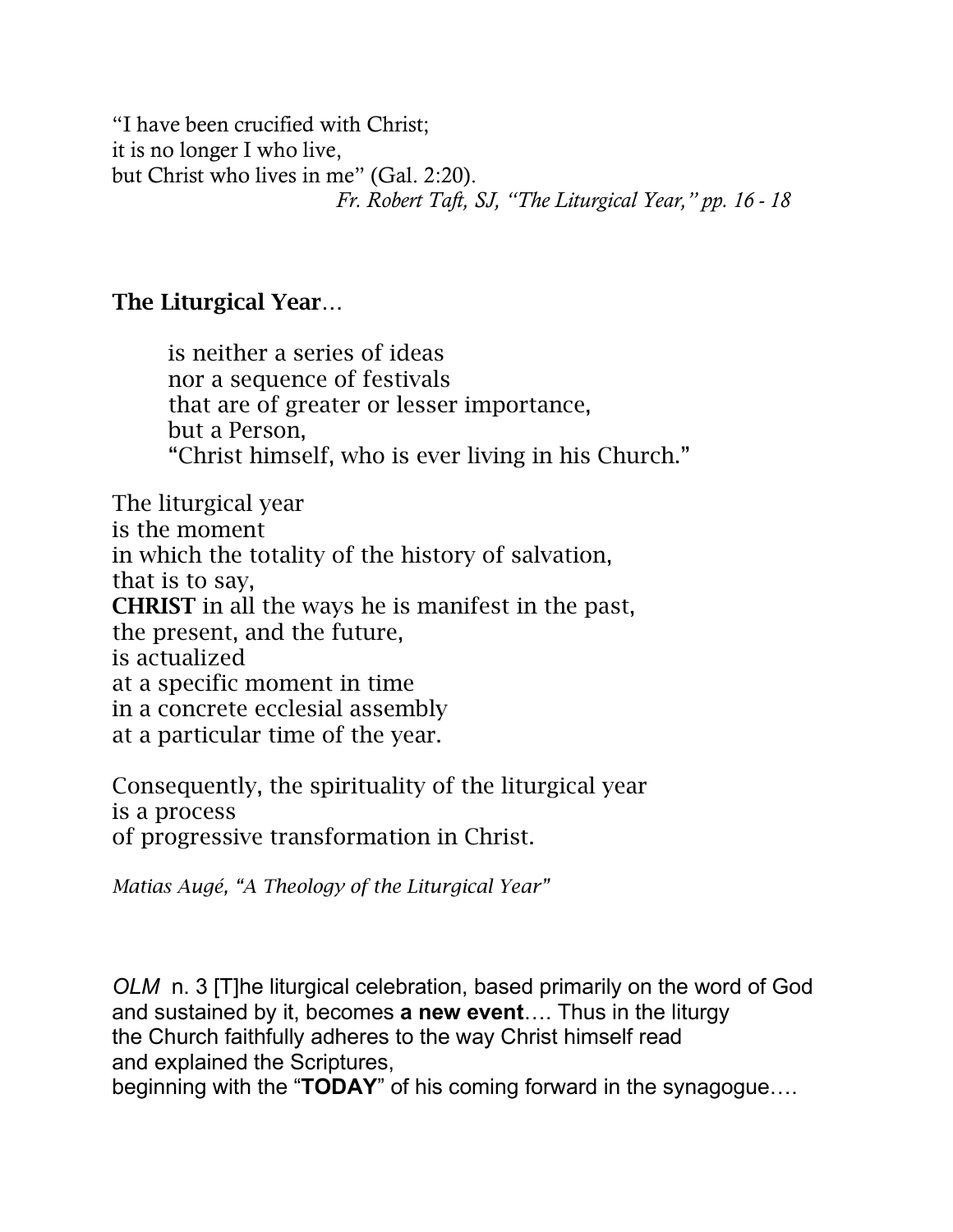"I have been crucified with Christ;
it is no longer I who live,
but Christ who lives in me" (Gal. 2:20).

*Fr. Robert Taft, SJ, "The Liturgical Year," pp. 16 - 18*

**The Liturgical Year**…

> is neither a series of ideas
> nor a sequence of festivals
> that are of greater or lesser importance,
> but a Person,
> "Christ himself, who is ever living in his Church."

The liturgical year
is the moment
in which the totality of the history of salvation,
that is to say,
**CHRIST** in all the ways he is manifest in the past,
the present, and the future,
is actualized
at a specific moment in time
in a concrete ecclesial assembly
at a particular time of the year.

Consequently, the spirituality of the liturgical year
is a process
of progressive transformation in Christ.

*Matias Augé, "A Theology of the Liturgical Year"*

*OLM* n. 3 [T]he liturgical celebration, based primarily on the word of God
and sustained by it, becomes **a new event**…. Thus in the liturgy
the Church faithfully adheres to the way Christ himself read
and explained the Scriptures,
beginning with the "**TODAY**" of his coming forward in the synagogue….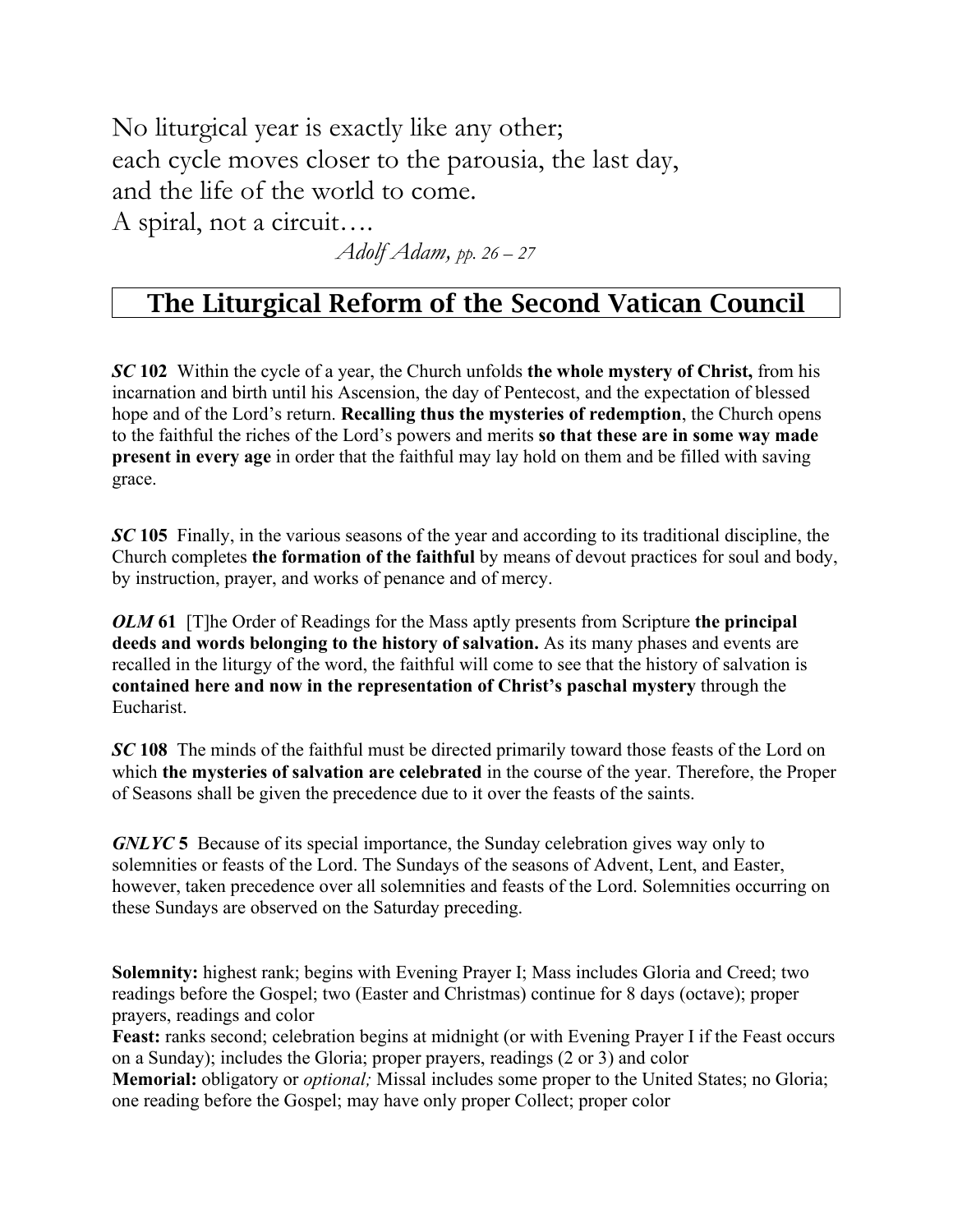No liturgical year is exactly like any other;
each cycle moves closer to the parousia, the last day,
and the life of the world to come.
A spiral, not a circuit….

*Adolf Adam, pp. 26 – 27*

## The Liturgical Reform of the Second Vatican Council

***SC* 102** Within the cycle of a year, the Church unfolds **the whole mystery of Christ,** from his incarnation and birth until his Ascension, the day of Pentecost, and the expectation of blessed hope and of the Lord's return. **Recalling thus the mysteries of redemption**, the Church opens to the faithful the riches of the Lord's powers and merits **so that these are in some way made present in every age** in order that the faithful may lay hold on them and be filled with saving grace.

***SC* 105** Finally, in the various seasons of the year and according to its traditional discipline, the Church completes **the formation of the faithful** by means of devout practices for soul and body, by instruction, prayer, and works of penance and of mercy.

***OLM* 61** [T]he Order of Readings for the Mass aptly presents from Scripture **the principal deeds and words belonging to the history of salvation.** As its many phases and events are recalled in the liturgy of the word, the faithful will come to see that the history of salvation is **contained here and now in the representation of Christ's paschal mystery** through the Eucharist.

***SC* 108** The minds of the faithful must be directed primarily toward those feasts of the Lord on which **the mysteries of salvation are celebrated** in the course of the year. Therefore, the Proper of Seasons shall be given the precedence due to it over the feasts of the saints.

***GNLYC* 5** Because of its special importance, the Sunday celebration gives way only to solemnities or feasts of the Lord. The Sundays of the seasons of Advent, Lent, and Easter, however, taken precedence over all solemnities and feasts of the Lord. Solemnities occurring on these Sundays are observed on the Saturday preceding.

**Solemnity:** highest rank; begins with Evening Prayer I; Mass includes Gloria and Creed; two readings before the Gospel; two (Easter and Christmas) continue for 8 days (octave); proper prayers, readings and color
**Feast:** ranks second; celebration begins at midnight (or with Evening Prayer I if the Feast occurs on a Sunday); includes the Gloria; proper prayers, readings (2 or 3) and color
**Memorial:** obligatory or *optional;* Missal includes some proper to the United States; no Gloria; one reading before the Gospel; may have only proper Collect; proper color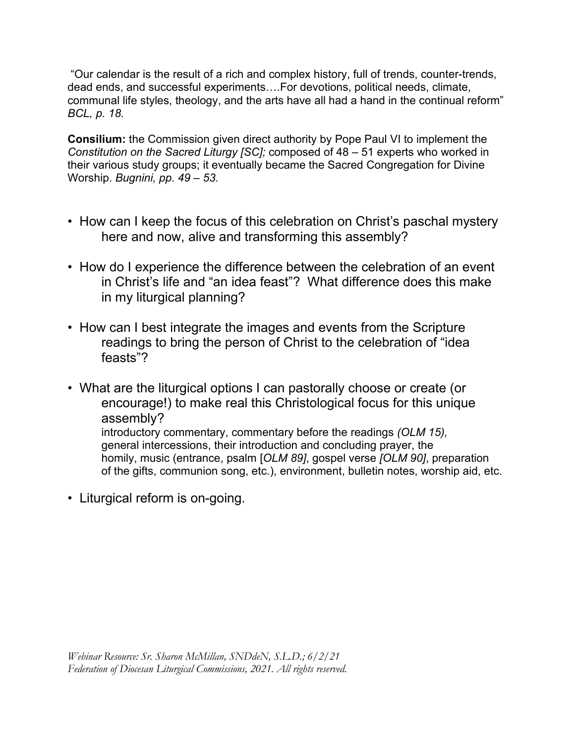"Our calendar is the result of a rich and complex history, full of trends, counter-trends, dead ends, and successful experiments….For devotions, political needs, climate, communal life styles, theology, and the arts have all had a hand in the continual reform" *BCL, p. 18.*

**Consilium:** the Commission given direct authority by Pope Paul VI to implement the *Constitution on the Sacred Liturgy [SC];* composed of 48 – 51 experts who worked in their various study groups; it eventually became the Sacred Congregation for Divine Worship. *Bugnini, pp. 49 – 53.*

- How can I keep the focus of this celebration on Christ's paschal mystery here and now, alive and transforming this assembly?
- How do I experience the difference between the celebration of an event in Christ's life and "an idea feast"? What difference does this make in my liturgical planning?
- How can I best integrate the images and events from the Scripture readings to bring the person of Christ to the celebration of "idea feasts"?
- What are the liturgical options I can pastorally choose or create (or encourage!) to make real this Christological focus for this unique assembly?
  introductory commentary, commentary before the readings *(OLM 15),* general intercessions, their introduction and concluding prayer, the homily, music (entrance, psalm [*OLM 89]*, gospel verse *[OLM 90]*, preparation of the gifts, communion song, etc.), environment, bulletin notes, worship aid, etc.
- Liturgical reform is on-going.

*Webinar Resource: Sr. Sharon McMillan, SNDdeN, S.L.D.; 6/2/21*
*Federation of Diocesan Liturgical Commissions, 2021. All rights reserved.*